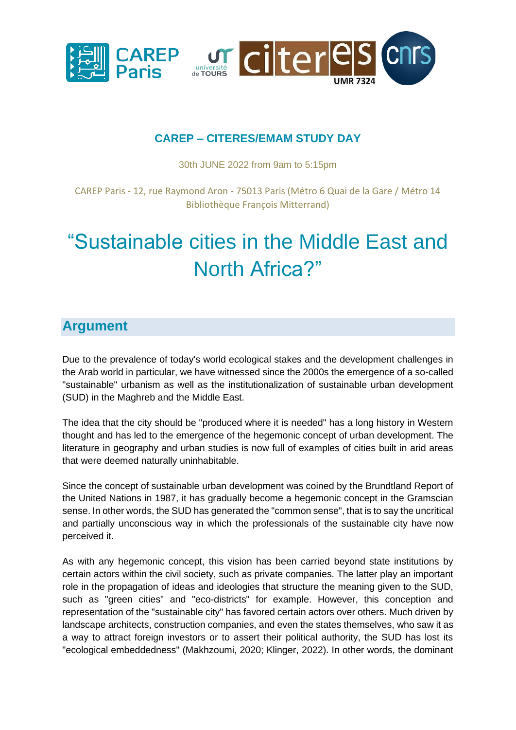**CAREP – CITERES/EMAM STUDY DAY**

30th JUNE 2022 from 9am to 5:15pm

CAREP Paris - 12, rue Raymond Aron - 75013 Paris (Métro 6 Quai de la Gare / Métro 14 Bibliothèque François Mitterrand)

# "Sustainable cities in the Middle East and North Africa?"

## Argument

Due to the prevalence of today's world ecological stakes and the development challenges in the Arab world in particular, we have witnessed since the 2000s the emergence of a so-called "sustainable" urbanism as well as the institutionalization of sustainable urban development (SUD) in the Maghreb and the Middle East.

The idea that the city should be "produced where it is needed" has a long history in Western thought and has led to the emergence of the hegemonic concept of urban development. The literature in geography and urban studies is now full of examples of cities built in arid areas that were deemed naturally uninhabitable.

Since the concept of sustainable urban development was coined by the Brundtland Report of the United Nations in 1987, it has gradually become a hegemonic concept in the Gramscian sense. In other words, the SUD has generated the "common sense", that is to say the uncritical and partially unconscious way in which the professionals of the sustainable city have now perceived it.

As with any hegemonic concept, this vision has been carried beyond state institutions by certain actors within the civil society, such as private companies. The latter play an important role in the propagation of ideas and ideologies that structure the meaning given to the SUD, such as "green cities" and "eco-districts" for example. However, this conception and representation of the "sustainable city" has favored certain actors over others. Much driven by landscape architects, construction companies, and even the states themselves, who saw it as a way to attract foreign investors or to assert their political authority, the SUD has lost its "ecological embeddedness" (Makhzoumi, 2020; Klinger, 2022). In other words, the dominant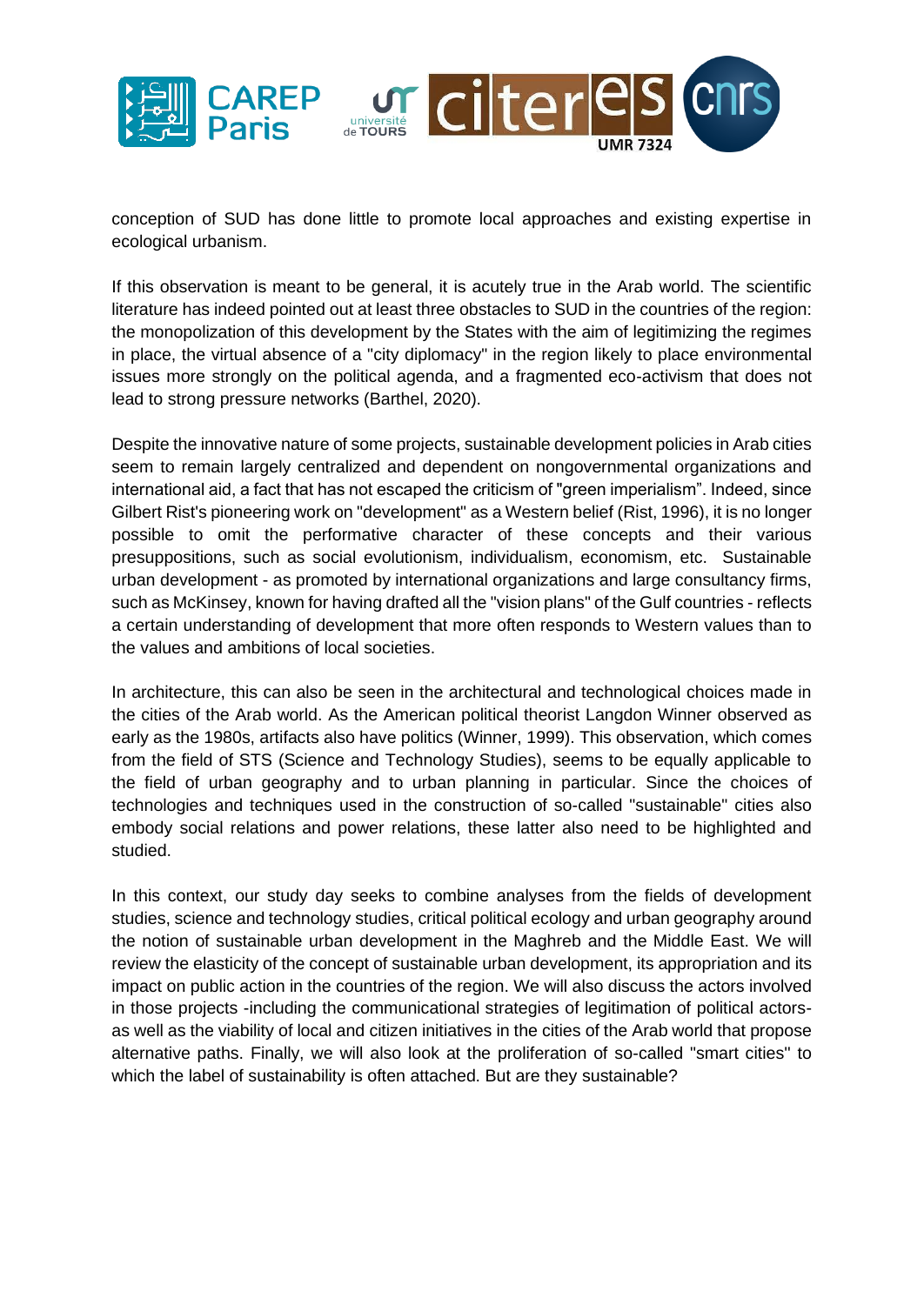conception of SUD has done little to promote local approaches and existing expertise in ecological urbanism.

If this observation is meant to be general, it is acutely true in the Arab world. The scientific literature has indeed pointed out at least three obstacles to SUD in the countries of the region: the monopolization of this development by the States with the aim of legitimizing the regimes in place, the virtual absence of a "city diplomacy" in the region likely to place environmental issues more strongly on the political agenda, and a fragmented eco-activism that does not lead to strong pressure networks (Barthel, 2020).

Despite the innovative nature of some projects, sustainable development policies in Arab cities seem to remain largely centralized and dependent on nongovernmental organizations and international aid, a fact that has not escaped the criticism of "green imperialism". Indeed, since Gilbert Rist's pioneering work on "development" as a Western belief (Rist, 1996), it is no longer possible to omit the performative character of these concepts and their various presuppositions, such as social evolutionism, individualism, economism, etc. Sustainable urban development - as promoted by international organizations and large consultancy firms, such as McKinsey, known for having drafted all the "vision plans" of the Gulf countries - reflects a certain understanding of development that more often responds to Western values than to the values and ambitions of local societies.

In architecture, this can also be seen in the architectural and technological choices made in the cities of the Arab world. As the American political theorist Langdon Winner observed as early as the 1980s, artifacts also have politics (Winner, 1999). This observation, which comes from the field of STS (Science and Technology Studies), seems to be equally applicable to the field of urban geography and to urban planning in particular. Since the choices of technologies and techniques used in the construction of so-called "sustainable" cities also embody social relations and power relations, these latter also need to be highlighted and studied.

In this context, our study day seeks to combine analyses from the fields of development studies, science and technology studies, critical political ecology and urban geography around the notion of sustainable urban development in the Maghreb and the Middle East. We will review the elasticity of the concept of sustainable urban development, its appropriation and its impact on public action in the countries of the region. We will also discuss the actors involved in those projects -including the communicational strategies of legitimation of political actors- as well as the viability of local and citizen initiatives in the cities of the Arab world that propose alternative paths. Finally, we will also look at the proliferation of so-called "smart cities" to which the label of sustainability is often attached. But are they sustainable?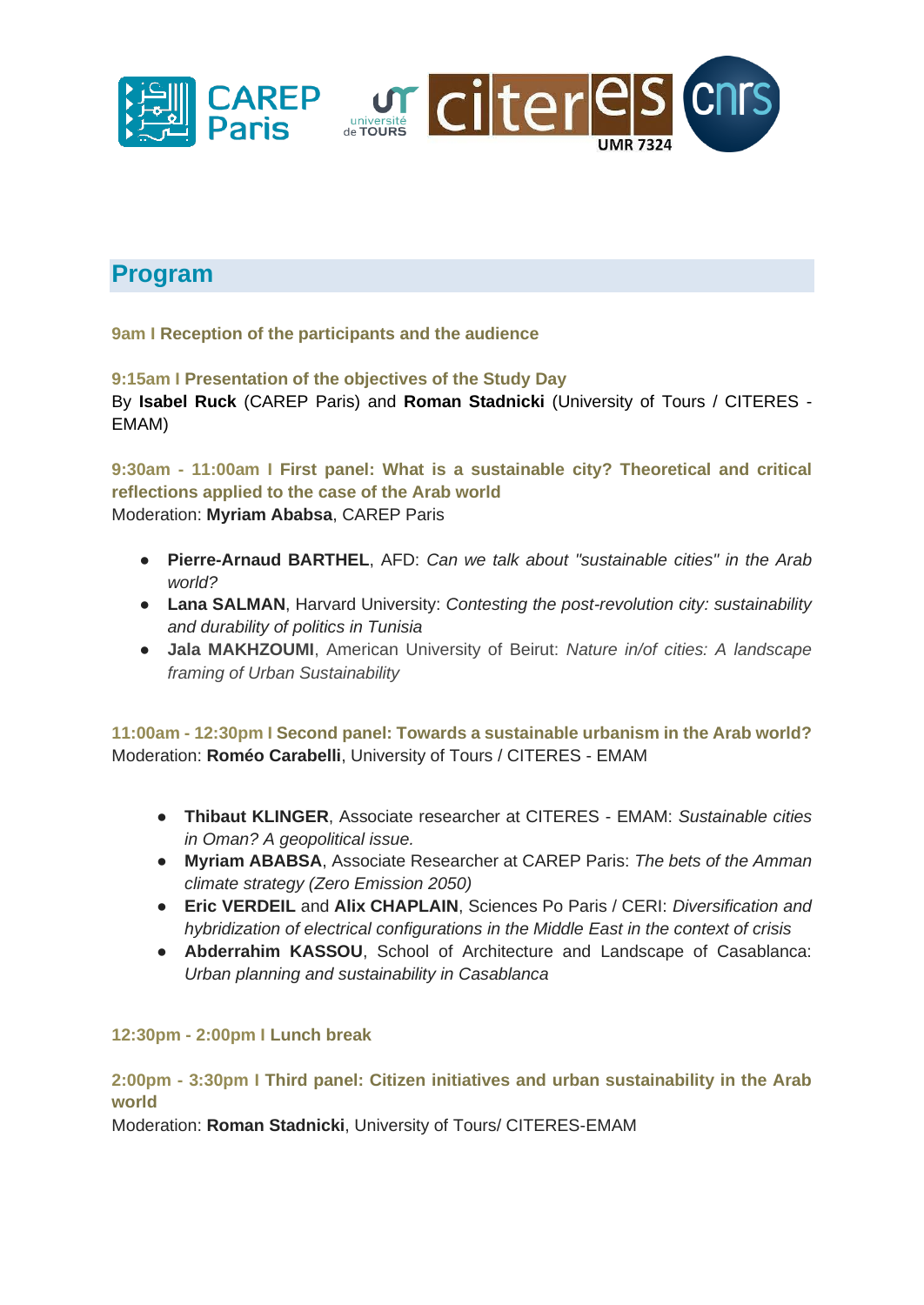## Program

**9am I Reception of the participants and the audience**

**9:15am I Presentation of the objectives of the Study Day**
By **Isabel Ruck** (CAREP Paris) and **Roman Stadnicki** (University of Tours / CITERES - EMAM)

**9:30am - 11:00am I First panel: What is a sustainable city? Theoretical and critical reflections applied to the case of the Arab world**
Moderation: **Myriam Ababsa**, CAREP Paris

- **Pierre-Arnaud BARTHEL**, AFD: *Can we talk about "sustainable cities" in the Arab world?*
- **Lana SALMAN**, Harvard University: *Contesting the post-revolution city: sustainability and durability of politics in Tunisia*
- **Jala MAKHZOUMI**, American University of Beirut: *Nature in/of cities: A landscape framing of Urban Sustainability*

**11:00am - 12:30pm I Second panel: Towards a sustainable urbanism in the Arab world?**
Moderation: **Roméo Carabelli**, University of Tours / CITERES - EMAM

- **Thibaut KLINGER**, Associate researcher at CITERES - EMAM: *Sustainable cities in Oman? A geopolitical issue.*
- **Myriam ABABSA**, Associate Researcher at CAREP Paris: *The bets of the Amman climate strategy (Zero Emission 2050)*
- **Eric VERDEIL** and **Alix CHAPLAIN**, Sciences Po Paris / CERI: *Diversification and hybridization of electrical configurations in the Middle East in the context of crisis*
- **Abderrahim KASSOU**, School of Architecture and Landscape of Casablanca: *Urban planning and sustainability in Casablanca*

**12:30pm - 2:00pm I Lunch break**

**2:00pm - 3:30pm I Third panel: Citizen initiatives and urban sustainability in the Arab world**
Moderation: **Roman Stadnicki**, University of Tours/ CITERES-EMAM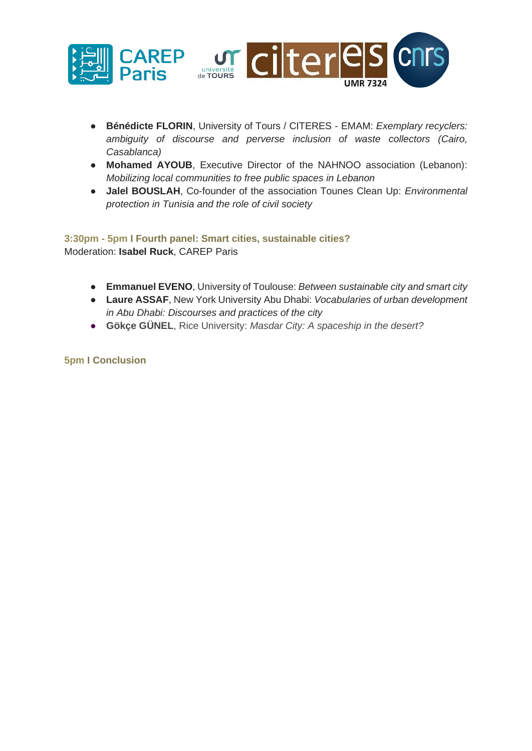- **Bénédicte FLORIN**, University of Tours / CITERES - EMAM: *Exemplary recyclers: ambiguity of discourse and perverse inclusion of waste collectors (Cairo, Casablanca)*
- **Mohamed AYOUB**, Executive Director of the NAHNOO association (Lebanon): *Mobilizing local communities to free public spaces in Lebanon*
- **Jalel BOUSLAH**, Co-founder of the association Tounes Clean Up: *Environmental protection in Tunisia and the role of civil society*

**3:30pm - 5pm I Fourth panel: Smart cities, sustainable cities?**
Moderation: **Isabel Ruck**, CAREP Paris

- **Emmanuel EVENO**, University of Toulouse: *Between sustainable city and smart city*
- **Laure ASSAF**, New York University Abu Dhabi: *Vocabularies of urban development in Abu Dhabi: Discourses and practices of the city*
- **Gökçe GÜNEL**, Rice University: *Masdar City: A spaceship in the desert?*

**5pm I Conclusion**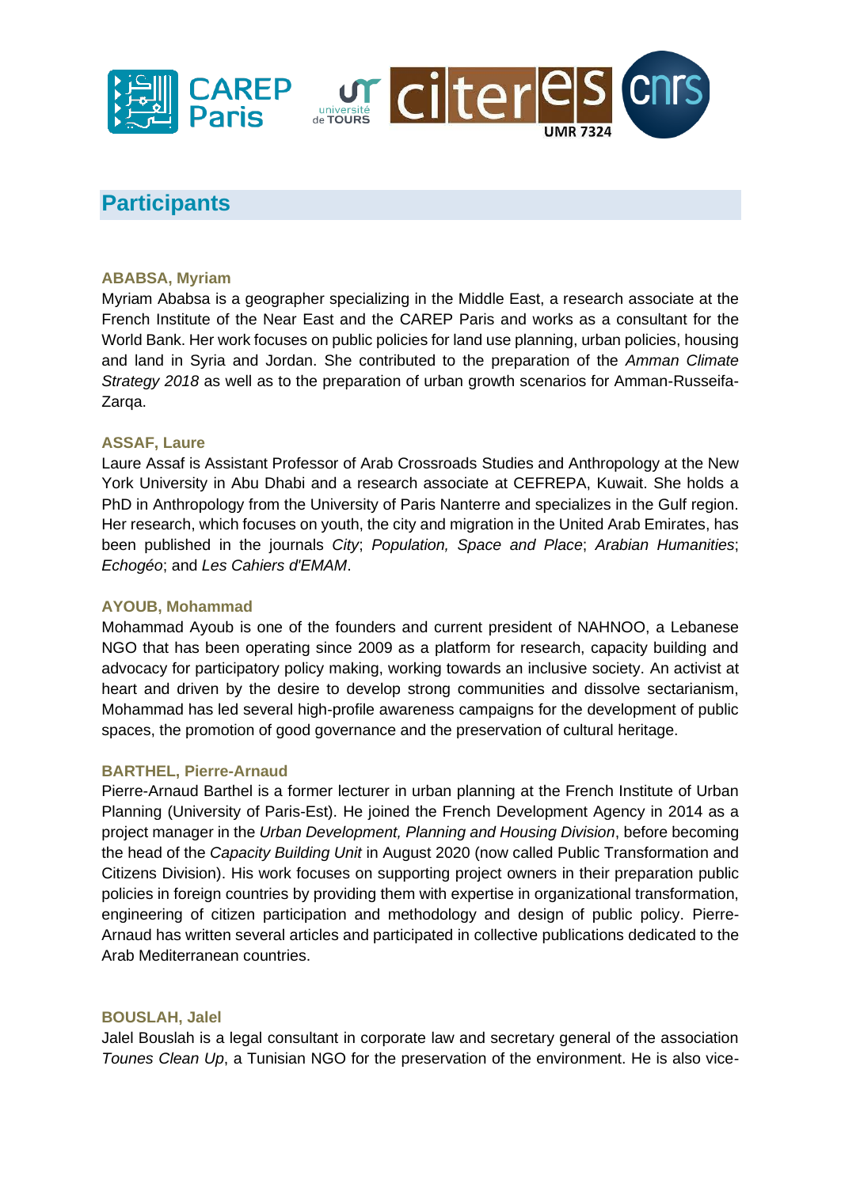## Participants

### ABABSA, Myriam

Myriam Ababsa is a geographer specializing in the Middle East, a research associate at the French Institute of the Near East and the CAREP Paris and works as a consultant for the World Bank. Her work focuses on public policies for land use planning, urban policies, housing and land in Syria and Jordan. She contributed to the preparation of the *Amman Climate Strategy 2018* as well as to the preparation of urban growth scenarios for Amman-Russeifa-Zarqa.

### ASSAF, Laure

Laure Assaf is Assistant Professor of Arab Crossroads Studies and Anthropology at the New York University in Abu Dhabi and a research associate at CEFREPA, Kuwait. She holds a PhD in Anthropology from the University of Paris Nanterre and specializes in the Gulf region. Her research, which focuses on youth, the city and migration in the United Arab Emirates, has been published in the journals *City*; *Population, Space and Place*; *Arabian Humanities*; *Echogéo*; and *Les Cahiers d'EMAM*.

### AYOUB, Mohammad

Mohammad Ayoub is one of the founders and current president of NAHNOO, a Lebanese NGO that has been operating since 2009 as a platform for research, capacity building and advocacy for participatory policy making, working towards an inclusive society. An activist at heart and driven by the desire to develop strong communities and dissolve sectarianism, Mohammad has led several high-profile awareness campaigns for the development of public spaces, the promotion of good governance and the preservation of cultural heritage.

### BARTHEL, Pierre-Arnaud

Pierre-Arnaud Barthel is a former lecturer in urban planning at the French Institute of Urban Planning (University of Paris-Est). He joined the French Development Agency in 2014 as a project manager in the *Urban Development, Planning and Housing Division*, before becoming the head of the *Capacity Building Unit* in August 2020 (now called Public Transformation and Citizens Division). His work focuses on supporting project owners in their preparation public policies in foreign countries by providing them with expertise in organizational transformation, engineering of citizen participation and methodology and design of public policy. Pierre-Arnaud has written several articles and participated in collective publications dedicated to the Arab Mediterranean countries.

### BOUSLAH, Jalel

Jalel Bouslah is a legal consultant in corporate law and secretary general of the association *Tounes Clean Up*, a Tunisian NGO for the preservation of the environment. He is also vice-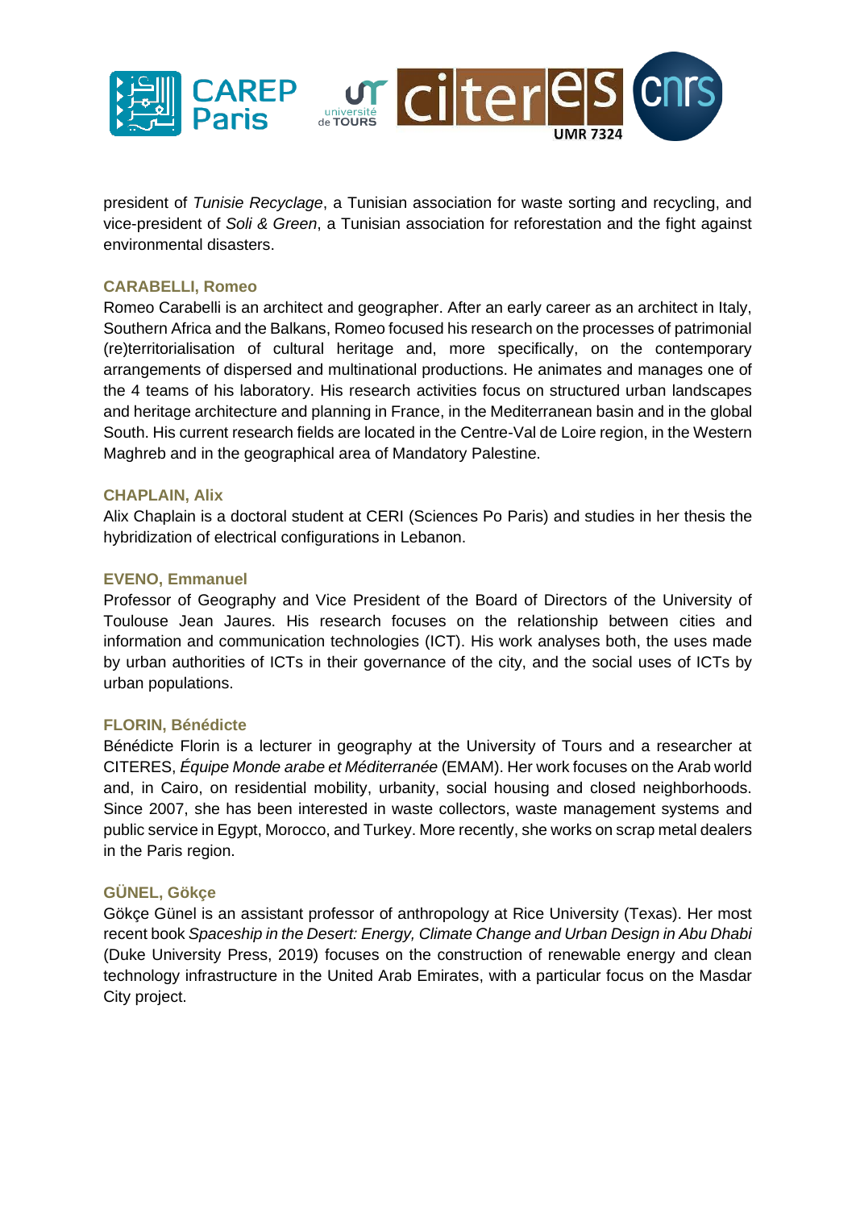president of *Tunisie Recyclage*, a Tunisian association for waste sorting and recycling, and vice-president of *Soli & Green*, a Tunisian association for reforestation and the fight against environmental disasters.

**CARABELLI, Romeo**

Romeo Carabelli is an architect and geographer. After an early career as an architect in Italy, Southern Africa and the Balkans, Romeo focused his research on the processes of patrimonial (re)territorialisation of cultural heritage and, more specifically, on the contemporary arrangements of dispersed and multinational productions. He animates and manages one of the 4 teams of his laboratory. His research activities focus on structured urban landscapes and heritage architecture and planning in France, in the Mediterranean basin and in the global South. His current research fields are located in the Centre-Val de Loire region, in the Western Maghreb and in the geographical area of Mandatory Palestine.

**CHAPLAIN, Alix**

Alix Chaplain is a doctoral student at CERI (Sciences Po Paris) and studies in her thesis the hybridization of electrical configurations in Lebanon.

**EVENO, Emmanuel**

Professor of Geography and Vice President of the Board of Directors of the University of Toulouse Jean Jaures. His research focuses on the relationship between cities and information and communication technologies (ICT). His work analyses both, the uses made by urban authorities of ICTs in their governance of the city, and the social uses of ICTs by urban populations.

**FLORIN, Bénédicte**

Bénédicte Florin is a lecturer in geography at the University of Tours and a researcher at CITERES, *Équipe Monde arabe et Méditerranée* (EMAM). Her work focuses on the Arab world and, in Cairo, on residential mobility, urbanity, social housing and closed neighborhoods. Since 2007, she has been interested in waste collectors, waste management systems and public service in Egypt, Morocco, and Turkey. More recently, she works on scrap metal dealers in the Paris region.

**GÜNEL, Gökçe**

Gökçe Günel is an assistant professor of anthropology at Rice University (Texas). Her most recent book *Spaceship in the Desert: Energy, Climate Change and Urban Design in Abu Dhabi* (Duke University Press, 2019) focuses on the construction of renewable energy and clean technology infrastructure in the United Arab Emirates, with a particular focus on the Masdar City project.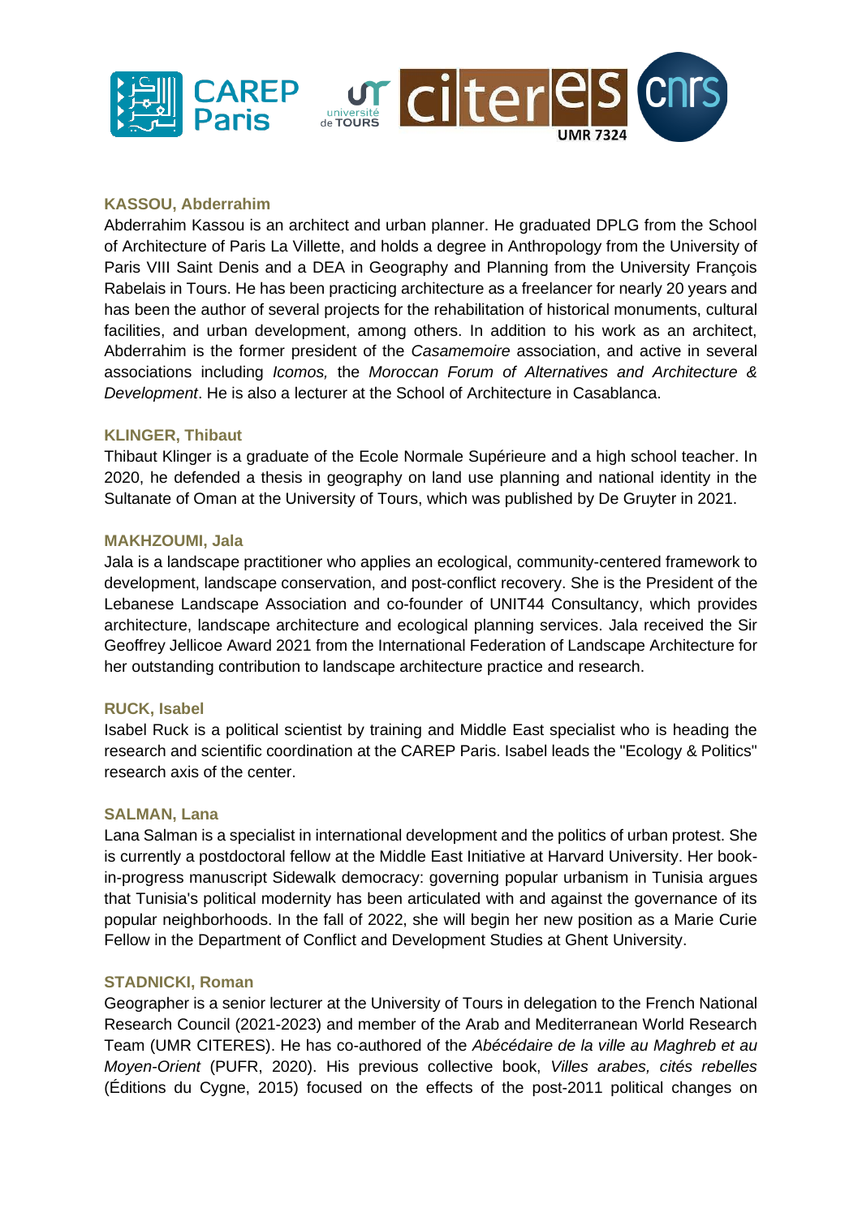**KASSOU, Abderrahim**

Abderrahim Kassou is an architect and urban planner. He graduated DPLG from the School of Architecture of Paris La Villette, and holds a degree in Anthropology from the University of Paris VIII Saint Denis and a DEA in Geography and Planning from the University François Rabelais in Tours. He has been practicing architecture as a freelancer for nearly 20 years and has been the author of several projects for the rehabilitation of historical monuments, cultural facilities, and urban development, among others. In addition to his work as an architect, Abderrahim is the former president of the *Casamemoire* association, and active in several associations including *Icomos,* the *Moroccan Forum of Alternatives and Architecture & Development*. He is also a lecturer at the School of Architecture in Casablanca.

**KLINGER, Thibaut**

Thibaut Klinger is a graduate of the Ecole Normale Supérieure and a high school teacher. In 2020, he defended a thesis in geography on land use planning and national identity in the Sultanate of Oman at the University of Tours, which was published by De Gruyter in 2021.

**MAKHZOUMI, Jala**

Jala is a landscape practitioner who applies an ecological, community-centered framework to development, landscape conservation, and post-conflict recovery. She is the President of the Lebanese Landscape Association and co-founder of UNIT44 Consultancy, which provides architecture, landscape architecture and ecological planning services. Jala received the Sir Geoffrey Jellicoe Award 2021 from the International Federation of Landscape Architecture for her outstanding contribution to landscape architecture practice and research.

**RUCK, Isabel**

Isabel Ruck is a political scientist by training and Middle East specialist who is heading the research and scientific coordination at the CAREP Paris. Isabel leads the "Ecology & Politics" research axis of the center.

**SALMAN, Lana**

Lana Salman is a specialist in international development and the politics of urban protest. She is currently a postdoctoral fellow at the Middle East Initiative at Harvard University. Her book-in-progress manuscript Sidewalk democracy: governing popular urbanism in Tunisia argues that Tunisia's political modernity has been articulated with and against the governance of its popular neighborhoods. In the fall of 2022, she will begin her new position as a Marie Curie Fellow in the Department of Conflict and Development Studies at Ghent University.

**STADNICKI, Roman**

Geographer is a senior lecturer at the University of Tours in delegation to the French National Research Council (2021-2023) and member of the Arab and Mediterranean World Research Team (UMR CITERES). He has co-authored of the *Abécédaire de la ville au Maghreb et au Moyen-Orient* (PUFR, 2020). His previous collective book, *Villes arabes, cités rebelles* (Éditions du Cygne, 2015) focused on the effects of the post-2011 political changes on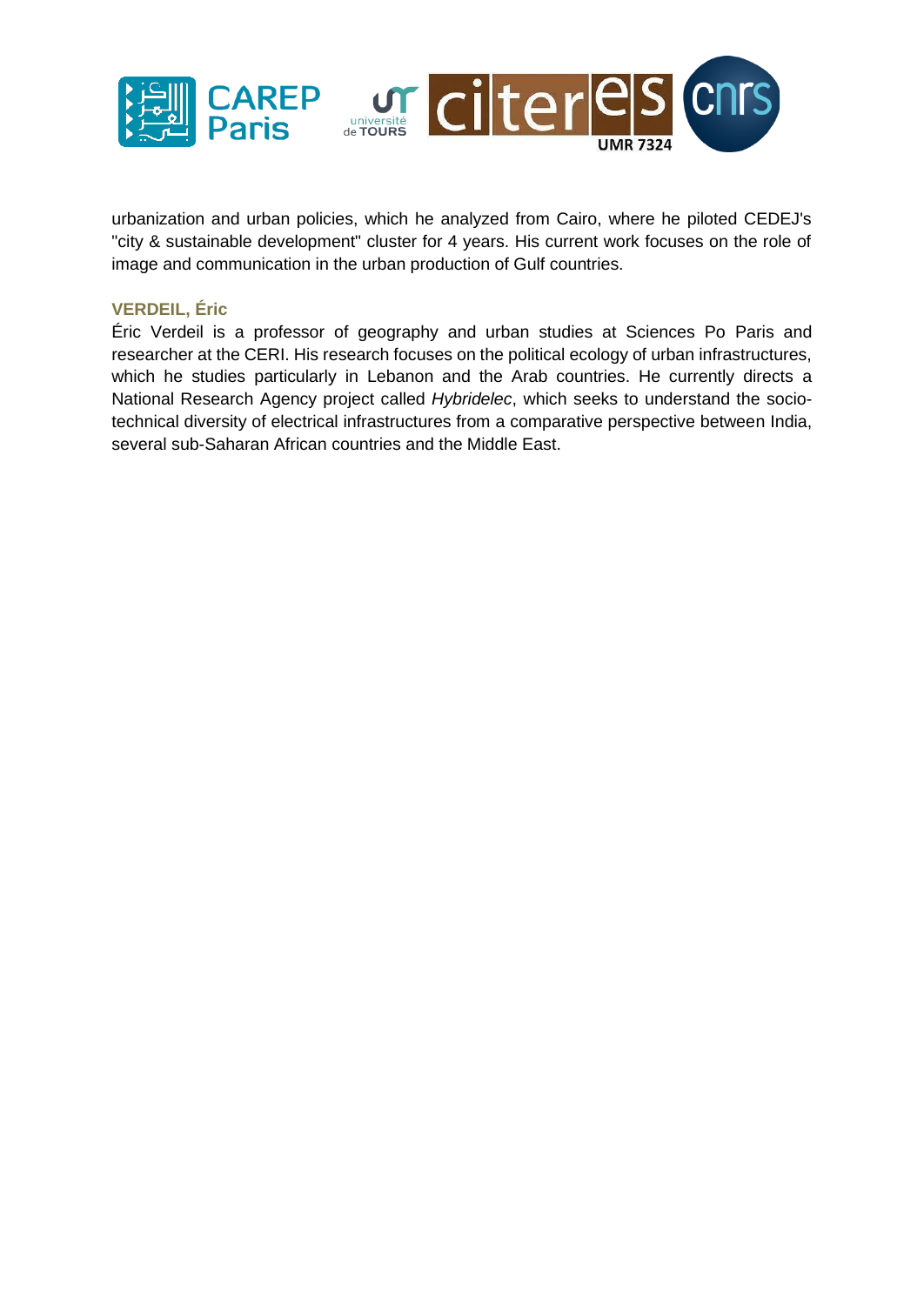urbanization and urban policies, which he analyzed from Cairo, where he piloted CEDEJ's "city & sustainable development" cluster for 4 years. His current work focuses on the role of image and communication in the urban production of Gulf countries.

### VERDEIL, Éric

Éric Verdeil is a professor of geography and urban studies at Sciences Po Paris and researcher at the CERI. His research focuses on the political ecology of urban infrastructures, which he studies particularly in Lebanon and the Arab countries. He currently directs a National Research Agency project called *Hybridelec*, which seeks to understand the socio-technical diversity of electrical infrastructures from a comparative perspective between India, several sub-Saharan African countries and the Middle East.